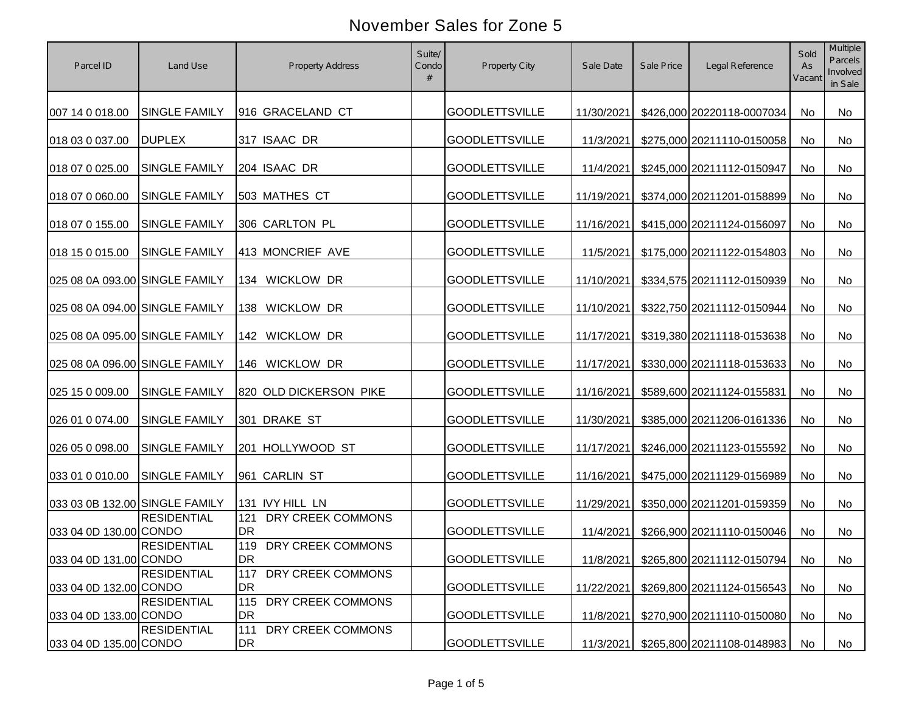# November Sales for Zone 5

| Parcel ID | Land Use | Property Address | Suite/ Condo # | Property City | Sale Date | Sale Price | Legal Reference | Sold As Vacant | Multiple Parcels Involved in Sale |
|---|---|---|---|---|---|---|---|---|---|
| 007 14 0 018.00 | SINGLE FAMILY | 916 GRACELAND CT | | GOODLETTSVILLE | 11/30/2021 | $426,000 | 20220118-0007034 | No | No |
| 018 03 0 037.00 | DUPLEX | 317 ISAAC DR | | GOODLETTSVILLE | 11/3/2021 | $275,000 | 20211110-0150058 | No | No |
| 018 07 0 025.00 | SINGLE FAMILY | 204 ISAAC DR | | GOODLETTSVILLE | 11/4/2021 | $245,000 | 20211112-0150947 | No | No |
| 018 07 0 060.00 | SINGLE FAMILY | 503 MATHES CT | | GOODLETTSVILLE | 11/19/2021 | $374,000 | 20211201-0158899 | No | No |
| 018 07 0 155.00 | SINGLE FAMILY | 306 CARLTON PL | | GOODLETTSVILLE | 11/16/2021 | $415,000 | 20211124-0156097 | No | No |
| 018 15 0 015.00 | SINGLE FAMILY | 413 MONCRIEF AVE | | GOODLETTSVILLE | 11/5/2021 | $175,000 | 20211122-0154803 | No | No |
| 025 08 0A 093.00 | SINGLE FAMILY | 134 WICKLOW DR | | GOODLETTSVILLE | 11/10/2021 | $334,575 | 20211112-0150939 | No | No |
| 025 08 0A 094.00 | SINGLE FAMILY | 138 WICKLOW DR | | GOODLETTSVILLE | 11/10/2021 | $322,750 | 20211112-0150944 | No | No |
| 025 08 0A 095.00 | SINGLE FAMILY | 142 WICKLOW DR | | GOODLETTSVILLE | 11/17/2021 | $319,380 | 20211118-0153638 | No | No |
| 025 08 0A 096.00 | SINGLE FAMILY | 146 WICKLOW DR | | GOODLETTSVILLE | 11/17/2021 | $330,000 | 20211118-0153633 | No | No |
| 025 15 0 009.00 | SINGLE FAMILY | 820 OLD DICKERSON PIKE | | GOODLETTSVILLE | 11/16/2021 | $589,600 | 20211124-0155831 | No | No |
| 026 01 0 074.00 | SINGLE FAMILY | 301 DRAKE ST | | GOODLETTSVILLE | 11/30/2021 | $385,000 | 20211206-0161336 | No | No |
| 026 05 0 098.00 | SINGLE FAMILY | 201 HOLLYWOOD ST | | GOODLETTSVILLE | 11/17/2021 | $246,000 | 20211123-0155592 | No | No |
| 033 01 0 010.00 | SINGLE FAMILY | 961 CARLIN ST | | GOODLETTSVILLE | 11/16/2021 | $475,000 | 20211129-0156989 | No | No |
| 033 03 0B 132.00 | SINGLE FAMILY | 131 IVY HILL LN | | GOODLETTSVILLE | 11/29/2021 | $350,000 | 20211201-0159359 | No | No |
| 033 04 0D 130.00 | RESIDENTIAL CONDO | 121 DRY CREEK COMMONS DR | | GOODLETTSVILLE | 11/4/2021 | $266,900 | 20211110-0150046 | No | No |
| 033 04 0D 131.00 | RESIDENTIAL CONDO | 119 DRY CREEK COMMONS DR | | GOODLETTSVILLE | 11/8/2021 | $265,800 | 20211112-0150794 | No | No |
| 033 04 0D 132.00 | RESIDENTIAL CONDO | 117 DRY CREEK COMMONS DR | | GOODLETTSVILLE | 11/22/2021 | $269,800 | 20211124-0156543 | No | No |
| 033 04 0D 133.00 | RESIDENTIAL CONDO | 115 DRY CREEK COMMONS DR | | GOODLETTSVILLE | 11/8/2021 | $270,900 | 20211110-0150080 | No | No |
| 033 04 0D 135.00 | RESIDENTIAL CONDO | 111 DRY CREEK COMMONS DR | | GOODLETTSVILLE | 11/3/2021 | $265,800 | 20211108-0148983 | No | No |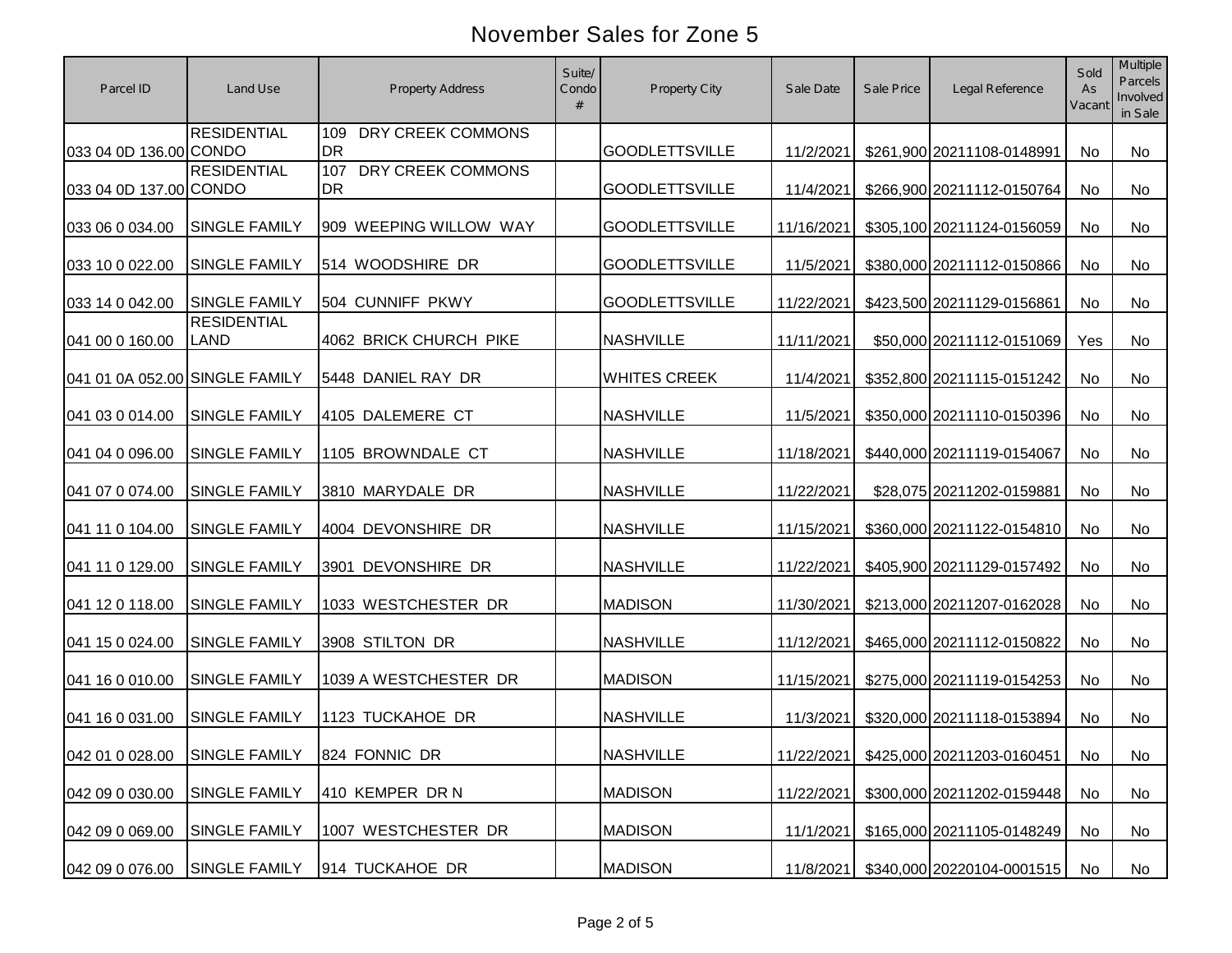# November Sales for Zone 5

| Parcel ID | Land Use | Property Address | Suite/ Condo # | Property City | Sale Date | Sale Price | Legal Reference | Sold As Vacant | Multiple Parcels Involved in Sale |
|---|---|---|---|---|---|---|---|---|---|
| 033 04 0D 136.00 | RESIDENTIAL CONDO | 109 DRY CREEK COMMONS DR | | GOODLETTSVILLE | 11/2/2021 | $261,900 | 20211108-0148991 | No | No |
| 033 04 0D 137.00 | RESIDENTIAL CONDO | 107 DRY CREEK COMMONS DR | | GOODLETTSVILLE | 11/4/2021 | $266,900 | 20211112-0150764 | No | No |
| 033 06 0 034.00 | SINGLE FAMILY | 909 WEEPING WILLOW WAY | | GOODLETTSVILLE | 11/16/2021 | $305,100 | 20211124-0156059 | No | No |
| 033 10 0 022.00 | SINGLE FAMILY | 514 WOODSHIRE DR | | GOODLETTSVILLE | 11/5/2021 | $380,000 | 20211112-0150866 | No | No |
| 033 14 0 042.00 | SINGLE FAMILY | 504 CUNNIFF PKWY | | GOODLETTSVILLE | 11/22/2021 | $423,500 | 20211129-0156861 | No | No |
| 041 00 0 160.00 | RESIDENTIAL LAND | 4062 BRICK CHURCH PIKE | | NASHVILLE | 11/11/2021 | $50,000 | 20211112-0151069 | Yes | No |
| 041 01 0A 052.00 | SINGLE FAMILY | 5448 DANIEL RAY DR | | WHITES CREEK | 11/4/2021 | $352,800 | 20211115-0151242 | No | No |
| 041 03 0 014.00 | SINGLE FAMILY | 4105 DALEMERE CT | | NASHVILLE | 11/5/2021 | $350,000 | 20211110-0150396 | No | No |
| 041 04 0 096.00 | SINGLE FAMILY | 1105 BROWNDALE CT | | NASHVILLE | 11/18/2021 | $440,000 | 20211119-0154067 | No | No |
| 041 07 0 074.00 | SINGLE FAMILY | 3810 MARYDALE DR | | NASHVILLE | 11/22/2021 | $28,075 | 20211202-0159881 | No | No |
| 041 11 0 104.00 | SINGLE FAMILY | 4004 DEVONSHIRE DR | | NASHVILLE | 11/15/2021 | $360,000 | 20211122-0154810 | No | No |
| 041 11 0 129.00 | SINGLE FAMILY | 3901 DEVONSHIRE DR | | NASHVILLE | 11/22/2021 | $405,900 | 20211129-0157492 | No | No |
| 041 12 0 118.00 | SINGLE FAMILY | 1033 WESTCHESTER DR | | MADISON | 11/30/2021 | $213,000 | 20211207-0162028 | No | No |
| 041 15 0 024.00 | SINGLE FAMILY | 3908 STILTON DR | | NASHVILLE | 11/12/2021 | $465,000 | 20211112-0150822 | No | No |
| 041 16 0 010.00 | SINGLE FAMILY | 1039 A WESTCHESTER DR | | MADISON | 11/15/2021 | $275,000 | 20211119-0154253 | No | No |
| 041 16 0 031.00 | SINGLE FAMILY | 1123 TUCKAHOE DR | | NASHVILLE | 11/3/2021 | $320,000 | 20211118-0153894 | No | No |
| 042 01 0 028.00 | SINGLE FAMILY | 824 FONNIC DR | | NASHVILLE | 11/22/2021 | $425,000 | 20211203-0160451 | No | No |
| 042 09 0 030.00 | SINGLE FAMILY | 410 KEMPER DR N | | MADISON | 11/22/2021 | $300,000 | 20211202-0159448 | No | No |
| 042 09 0 069.00 | SINGLE FAMILY | 1007 WESTCHESTER DR | | MADISON | 11/1/2021 | $165,000 | 20211105-0148249 | No | No |
| 042 09 0 076.00 | SINGLE FAMILY | 914 TUCKAHOE DR | | MADISON | 11/8/2021 | $340,000 | 20220104-0001515 | No | No |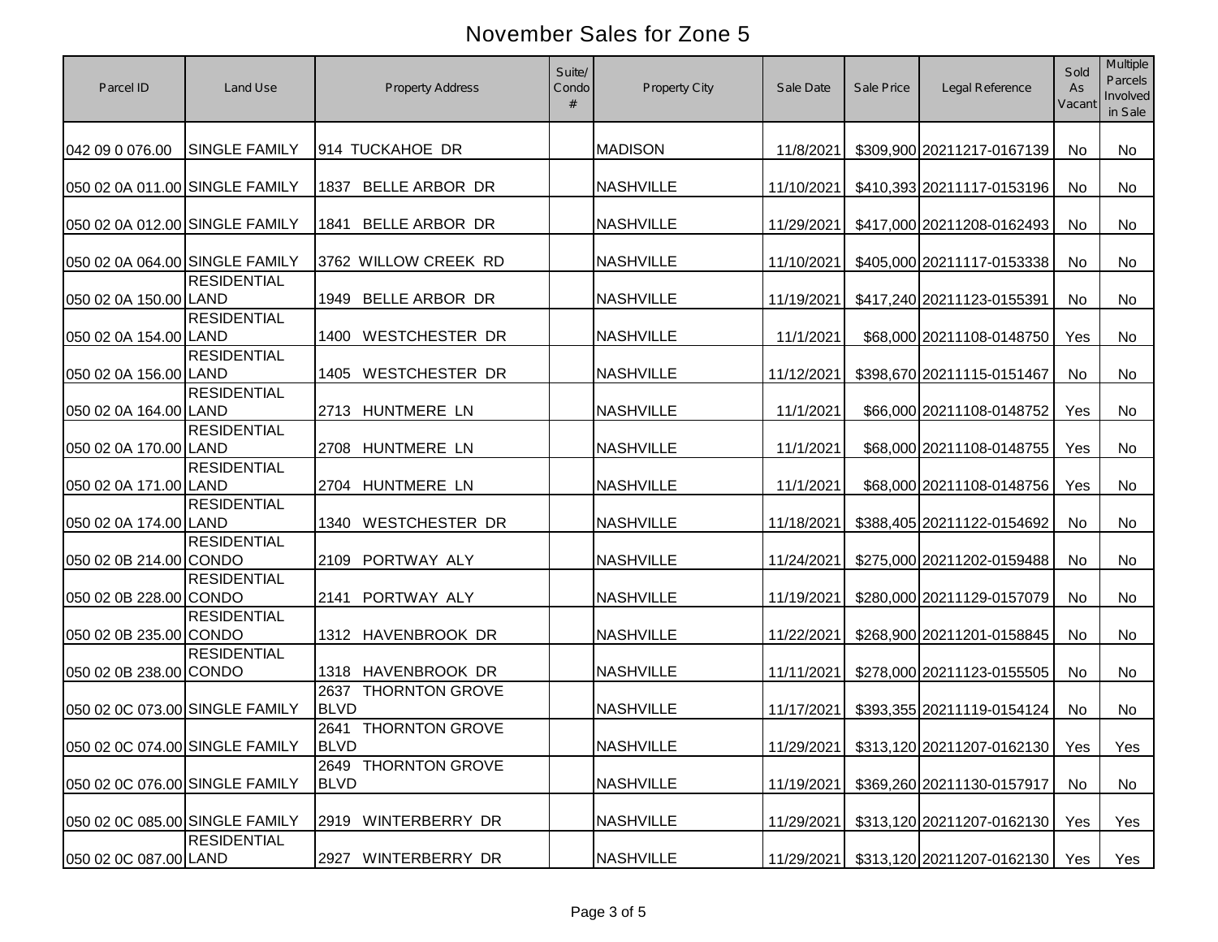# November Sales for Zone 5

| Parcel ID | Land Use | Property Address | Suite/ Condo # | Property City | Sale Date | Sale Price | Legal Reference | Sold As Vacant | Multiple Parcels Involved in Sale |
|---|---|---|---|---|---|---|---|---|---|
| 042 09 0 076.00 | SINGLE FAMILY | 914 TUCKAHOE DR | | MADISON | 11/8/2021 | $309,900 | 20211217-0167139 | No | No |
| 050 02 0A 011.00 | SINGLE FAMILY | 1837 BELLE ARBOR DR | | NASHVILLE | 11/10/2021 | $410,393 | 20211117-0153196 | No | No |
| 050 02 0A 012.00 | SINGLE FAMILY | 1841 BELLE ARBOR DR | | NASHVILLE | 11/29/2021 | $417,000 | 20211208-0162493 | No | No |
| 050 02 0A 064.00 | SINGLE FAMILY | 3762 WILLOW CREEK RD | | NASHVILLE | 11/10/2021 | $405,000 | 20211117-0153338 | No | No |
| 050 02 0A 150.00 | RESIDENTIAL LAND | 1949 BELLE ARBOR DR | | NASHVILLE | 11/19/2021 | $417,240 | 20211123-0155391 | No | No |
| 050 02 0A 154.00 | RESIDENTIAL LAND | 1400 WESTCHESTER DR | | NASHVILLE | 11/1/2021 | $68,000 | 20211108-0148750 | Yes | No |
| 050 02 0A 156.00 | RESIDENTIAL LAND | 1405 WESTCHESTER DR | | NASHVILLE | 11/12/2021 | $398,670 | 20211115-0151467 | No | No |
| 050 02 0A 164.00 | RESIDENTIAL LAND | 2713 HUNTMERE LN | | NASHVILLE | 11/1/2021 | $66,000 | 20211108-0148752 | Yes | No |
| 050 02 0A 170.00 | RESIDENTIAL LAND | 2708 HUNTMERE LN | | NASHVILLE | 11/1/2021 | $68,000 | 20211108-0148755 | Yes | No |
| 050 02 0A 171.00 | RESIDENTIAL LAND | 2704 HUNTMERE LN | | NASHVILLE | 11/1/2021 | $68,000 | 20211108-0148756 | Yes | No |
| 050 02 0A 174.00 | RESIDENTIAL LAND | 1340 WESTCHESTER DR | | NASHVILLE | 11/18/2021 | $388,405 | 20211122-0154692 | No | No |
| 050 02 0B 214.00 | RESIDENTIAL CONDO | 2109 PORTWAY ALY | | NASHVILLE | 11/24/2021 | $275,000 | 20211202-0159488 | No | No |
| 050 02 0B 228.00 | RESIDENTIAL CONDO | 2141 PORTWAY ALY | | NASHVILLE | 11/19/2021 | $280,000 | 20211129-0157079 | No | No |
| 050 02 0B 235.00 | RESIDENTIAL CONDO | 1312 HAVENBROOK DR | | NASHVILLE | 11/22/2021 | $268,900 | 20211201-0158845 | No | No |
| 050 02 0B 238.00 | RESIDENTIAL CONDO | 1318 HAVENBROOK DR | | NASHVILLE | 11/11/2021 | $278,000 | 20211123-0155505 | No | No |
| 050 02 0C 073.00 | SINGLE FAMILY | 2637 THORNTON GROVE BLVD | | NASHVILLE | 11/17/2021 | $393,355 | 20211119-0154124 | No | No |
| 050 02 0C 074.00 | SINGLE FAMILY | 2641 THORNTON GROVE BLVD | | NASHVILLE | 11/29/2021 | $313,120 | 20211207-0162130 | Yes | Yes |
| 050 02 0C 076.00 | SINGLE FAMILY | 2649 THORNTON GROVE BLVD | | NASHVILLE | 11/19/2021 | $369,260 | 20211130-0157917 | No | No |
| 050 02 0C 085.00 | SINGLE FAMILY | 2919 WINTERBERRY DR | | NASHVILLE | 11/29/2021 | $313,120 | 20211207-0162130 | Yes | Yes |
| 050 02 0C 087.00 | RESIDENTIAL LAND | 2927 WINTERBERRY DR | | NASHVILLE | 11/29/2021 | $313,120 | 20211207-0162130 | Yes | Yes |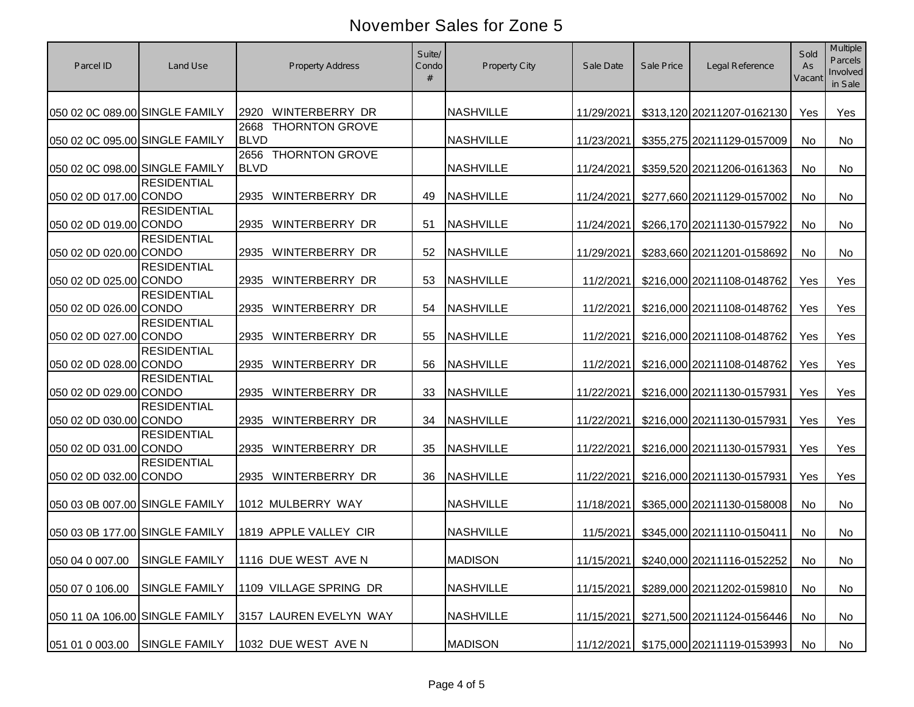# November Sales for Zone 5

| Parcel ID | Land Use | Property Address | Suite/ Condo # | Property City | Sale Date | Sale Price | Legal Reference | Sold As Vacant | Multiple Parcels Involved in Sale |
|---|---|---|---|---|---|---|---|---|---|
| 050 02 0C 089.00 | SINGLE FAMILY | 2920 WINTERBERRY DR | | NASHVILLE | 11/29/2021 | $313,120 | 20211207-0162130 | Yes | Yes |
| 050 02 0C 095.00 | SINGLE FAMILY | 2668 THORNTON GROVE BLVD | | NASHVILLE | 11/23/2021 | $355,275 | 20211129-0157009 | No | No |
| 050 02 0C 098.00 | SINGLE FAMILY | 2656 THORNTON GROVE BLVD | | NASHVILLE | 11/24/2021 | $359,520 | 20211206-0161363 | No | No |
| 050 02 0D 017.00 | RESIDENTIAL CONDO | 2935 WINTERBERRY DR | 49 | NASHVILLE | 11/24/2021 | $277,660 | 20211129-0157002 | No | No |
| 050 02 0D 019.00 | RESIDENTIAL CONDO | 2935 WINTERBERRY DR | 51 | NASHVILLE | 11/24/2021 | $266,170 | 20211130-0157922 | No | No |
| 050 02 0D 020.00 | RESIDENTIAL CONDO | 2935 WINTERBERRY DR | 52 | NASHVILLE | 11/29/2021 | $283,660 | 20211201-0158692 | No | No |
| 050 02 0D 025.00 | RESIDENTIAL CONDO | 2935 WINTERBERRY DR | 53 | NASHVILLE | 11/2/2021 | $216,000 | 20211108-0148762 | Yes | Yes |
| 050 02 0D 026.00 | RESIDENTIAL CONDO | 2935 WINTERBERRY DR | 54 | NASHVILLE | 11/2/2021 | $216,000 | 20211108-0148762 | Yes | Yes |
| 050 02 0D 027.00 | RESIDENTIAL CONDO | 2935 WINTERBERRY DR | 55 | NASHVILLE | 11/2/2021 | $216,000 | 20211108-0148762 | Yes | Yes |
| 050 02 0D 028.00 | RESIDENTIAL CONDO | 2935 WINTERBERRY DR | 56 | NASHVILLE | 11/2/2021 | $216,000 | 20211108-0148762 | Yes | Yes |
| 050 02 0D 029.00 | RESIDENTIAL CONDO | 2935 WINTERBERRY DR | 33 | NASHVILLE | 11/22/2021 | $216,000 | 20211130-0157931 | Yes | Yes |
| 050 02 0D 030.00 | RESIDENTIAL CONDO | 2935 WINTERBERRY DR | 34 | NASHVILLE | 11/22/2021 | $216,000 | 20211130-0157931 | Yes | Yes |
| 050 02 0D 031.00 | RESIDENTIAL CONDO | 2935 WINTERBERRY DR | 35 | NASHVILLE | 11/22/2021 | $216,000 | 20211130-0157931 | Yes | Yes |
| 050 02 0D 032.00 | RESIDENTIAL CONDO | 2935 WINTERBERRY DR | 36 | NASHVILLE | 11/22/2021 | $216,000 | 20211130-0157931 | Yes | Yes |
| 050 03 0B 007.00 | SINGLE FAMILY | 1012 MULBERRY WAY | | NASHVILLE | 11/18/2021 | $365,000 | 20211130-0158008 | No | No |
| 050 03 0B 177.00 | SINGLE FAMILY | 1819 APPLE VALLEY CIR | | NASHVILLE | 11/5/2021 | $345,000 | 20211110-0150411 | No | No |
| 050 04 0 007.00 | SINGLE FAMILY | 1116 DUE WEST AVE N | | MADISON | 11/15/2021 | $240,000 | 20211116-0152252 | No | No |
| 050 07 0 106.00 | SINGLE FAMILY | 1109 VILLAGE SPRING DR | | NASHVILLE | 11/15/2021 | $289,000 | 20211202-0159810 | No | No |
| 050 11 0A 106.00 | SINGLE FAMILY | 3157 LAUREN EVELYN WAY | | NASHVILLE | 11/15/2021 | $271,500 | 20211124-0156446 | No | No |
| 051 01 0 003.00 | SINGLE FAMILY | 1032 DUE WEST AVE N | | MADISON | 11/12/2021 | $175,000 | 20211119-0153993 | No | No |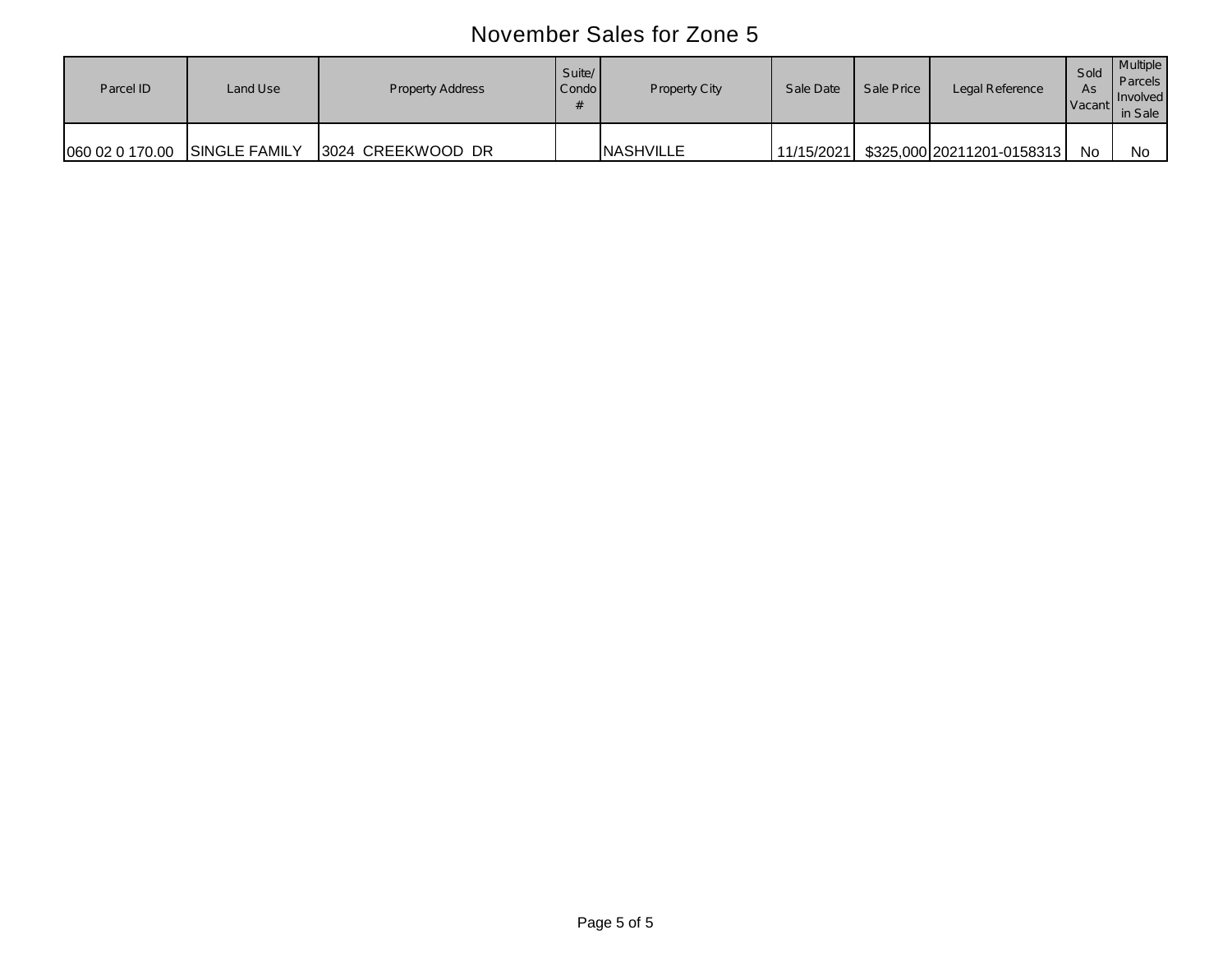# November Sales for Zone 5

| Parcel ID | Land Use | Property Address | Suite/ Condo # | Property City | Sale Date | Sale Price | Legal Reference | Sold As Vacant | Multiple Parcels Involved in Sale |
|---|---|---|---|---|---|---|---|---|---|
| 060 02 0 170.00 | SINGLE FAMILY | 3024 CREEKWOOD DR | | NASHVILLE | 11/15/2021 | $325,000 | 20211201-0158313 | No | No |